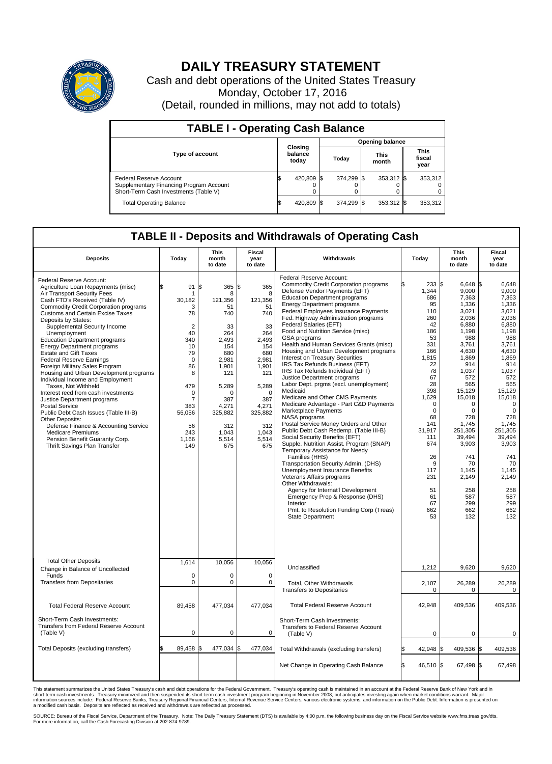# DAILY TREASURY STATEMENT

Cash and debt operations of the United States Treasury
Monday, October 17, 2016
(Detail, rounded in millions, may not add to totals)

## TABLE I - Operating Cash Balance

| Type of account | Closing balance today | Opening balance Today | Opening balance This month | Opening balance This fiscal year |
|---|---|---|---|---|
| Federal Reserve Account | $ 420,809 | $ 374,299 | $ 353,312 | $ 353,312 |
| Supplementary Financing Program Account | 0 | 0 | 0 | 0 |
| Short-Term Cash Investments (Table V) | 0 | 0 | 0 | 0 |
| Total Operating Balance | $ 420,809 | $ 374,299 | $ 353,312 | $ 353,312 |

## TABLE II - Deposits and Withdrawals of Operating Cash

| Deposits | Today | This month to date | Fiscal year to date |
|---|---|---|---|
| Federal Reserve Account: | | | |
| Agriculture Loan Repayments (misc) | $ 91 | $ 365 | $ 365 |
| Air Transport Security Fees | 1 | 8 | 8 |
| Cash FTD's Received (Table IV) | 30,182 | 121,356 | 121,356 |
| Commodity Credit Corporation programs | 3 | 51 | 51 |
| Customs and Certain Excise Taxes | 78 | 740 | 740 |
| Deposits by States: | | | |
| Supplemental Security Income | 2 | 33 | 33 |
| Unemployment | 40 | 264 | 264 |
| Education Department programs | 340 | 2,493 | 2,493 |
| Energy Department programs | 10 | 154 | 154 |
| Estate and Gift Taxes | 79 | 680 | 680 |
| Federal Reserve Earnings | 0 | 2,981 | 2,981 |
| Foreign Military Sales Program | 86 | 1,901 | 1,901 |
| Housing and Urban Development programs | 8 | 121 | 121 |
| Individual Income and Employment Taxes, Not Withheld | 479 | 5,289 | 5,289 |
| Interest recd from cash investments | 0 | 0 | 0 |
| Justice Department programs | 7 | 387 | 387 |
| Postal Service | 383 | 4,271 | 4,271 |
| Public Debt Cash Issues (Table III-B) | 56,056 | 325,882 | 325,882 |
| Other Deposits: | | | |
| Defense Finance & Accounting Service | 56 | 312 | 312 |
| Medicare Premiums | 243 | 1,043 | 1,043 |
| Pension Benefit Guaranty Corp. | 1,166 | 5,514 | 5,514 |
| Thrift Savings Plan Transfer | 149 | 675 | 675 |
| Total Other Deposits | 1,614 | 10,056 | 10,056 |
| Change in Balance of Uncollected Funds | 0 | 0 | 0 |
| Transfers from Depositaries | 0 | 0 | 0 |
| Total Federal Reserve Account | 89,458 | 477,034 | 477,034 |
| Short-Term Cash Investments: Transfers from Federal Reserve Account (Table V) | 0 | 0 | 0 |
| Total Deposits (excluding transfers) | $ 89,458 | $ 477,034 | $ 477,034 |

| Withdrawals | Today | This month to date | Fiscal year to date |
|---|---|---|---|
| Federal Reserve Account: | | | |
| Commodity Credit Corporation programs | $ 233 | $ 6,648 | $ 6,648 |
| Defense Vendor Payments (EFT) | 1,344 | 9,000 | 9,000 |
| Education Department programs | 686 | 7,363 | 7,363 |
| Energy Department programs | 95 | 1,336 | 1,336 |
| Federal Employees Insurance Payments | 110 | 3,021 | 3,021 |
| Fed. Highway Administration programs | 260 | 2,036 | 2,036 |
| Federal Salaries (EFT) | 42 | 6,880 | 6,880 |
| Food and Nutrition Service (misc) | 186 | 1,198 | 1,198 |
| GSA programs | 53 | 988 | 988 |
| Health and Human Services Grants (misc) | 331 | 3,761 | 3,761 |
| Housing and Urban Development programs | 166 | 4,630 | 4,630 |
| Interest on Treasury Securities | 1,815 | 1,869 | 1,869 |
| IRS Tax Refunds Business (EFT) | 22 | 914 | 914 |
| IRS Tax Refunds Individual (EFT) | 78 | 1,037 | 1,037 |
| Justice Department programs | 67 | 572 | 572 |
| Labor Dept. prgms (excl. unemployment) | 28 | 565 | 565 |
| Medicaid | 398 | 15,129 | 15,129 |
| Medicare and Other CMS Payments | 1,629 | 15,018 | 15,018 |
| Medicare Advantage - Part C&D Payments | 0 | 0 | 0 |
| Marketplace Payments | 0 | 0 | 0 |
| NASA programs | 68 | 728 | 728 |
| Postal Service Money Orders and Other | 141 | 1,745 | 1,745 |
| Public Debt Cash Redemp. (Table III-B) | 31,917 | 251,305 | 251,305 |
| Social Security Benefits (EFT) | 111 | 39,494 | 39,494 |
| Supple. Nutrition Assist. Program (SNAP) | 674 | 3,903 | 3,903 |
| Temporary Assistance for Needy Families (HHS) | 26 | 741 | 741 |
| Transportation Security Admin. (DHS) | 9 | 70 | 70 |
| Unemployment Insurance Benefits | 117 | 1,145 | 1,145 |
| Veterans Affairs programs | 231 | 2,149 | 2,149 |
| Other Withdrawals: | | | |
| Agency for Internat'l Development | 51 | 258 | 258 |
| Emergency Prep & Response (DHS) | 61 | 587 | 587 |
| Interior | 67 | 299 | 299 |
| Pmt. to Resolution Funding Corp (Treas) | 662 | 662 | 662 |
| State Department | 53 | 132 | 132 |
| Unclassified | 1,212 | 9,620 | 9,620 |
| Total, Other Withdrawals | 2,107 | 26,289 | 26,289 |
| Transfers to Depositaries | 0 | 0 | 0 |
| Total Federal Reserve Account | 42,948 | 409,536 | 409,536 |
| Short-Term Cash Investments: Transfers to Federal Reserve Account (Table V) | 0 | 0 | 0 |
| Total Withdrawals (excluding transfers) | $ 42,948 | $ 409,536 | $ 409,536 |
| Net Change in Operating Cash Balance | $ 46,510 | $ 67,498 | $ 67,498 |

This statement summarizes the United States Treasury's cash and debt operations for the Federal Government. Treasury's operating cash is maintained in an account at the Federal Reserve Bank of New York and in short-term cash investments. Treasury minimized and then suspended its short-term cash investment program beginning in November 2008, but anticipates investing again when market conditions warrant. Major information sources include: Federal Reserve Banks, Treasury Regional Financial Centers, Internal Revenue Service Centers, various electronic systems, and information on the Public Debt. Information is presented on a modified cash basis. Deposits are reflected as received and withdrawals are reflected as processed.

SOURCE: Bureau of the Fiscal Service, Department of the Treasury. Note: The Daily Treasury Statement (DTS) is available by 4:00 p.m. the following business day on the Fiscal Service website www.fms.treas.gov/dts. For more information, call the Cash Forecasting Division at 202-874-9789.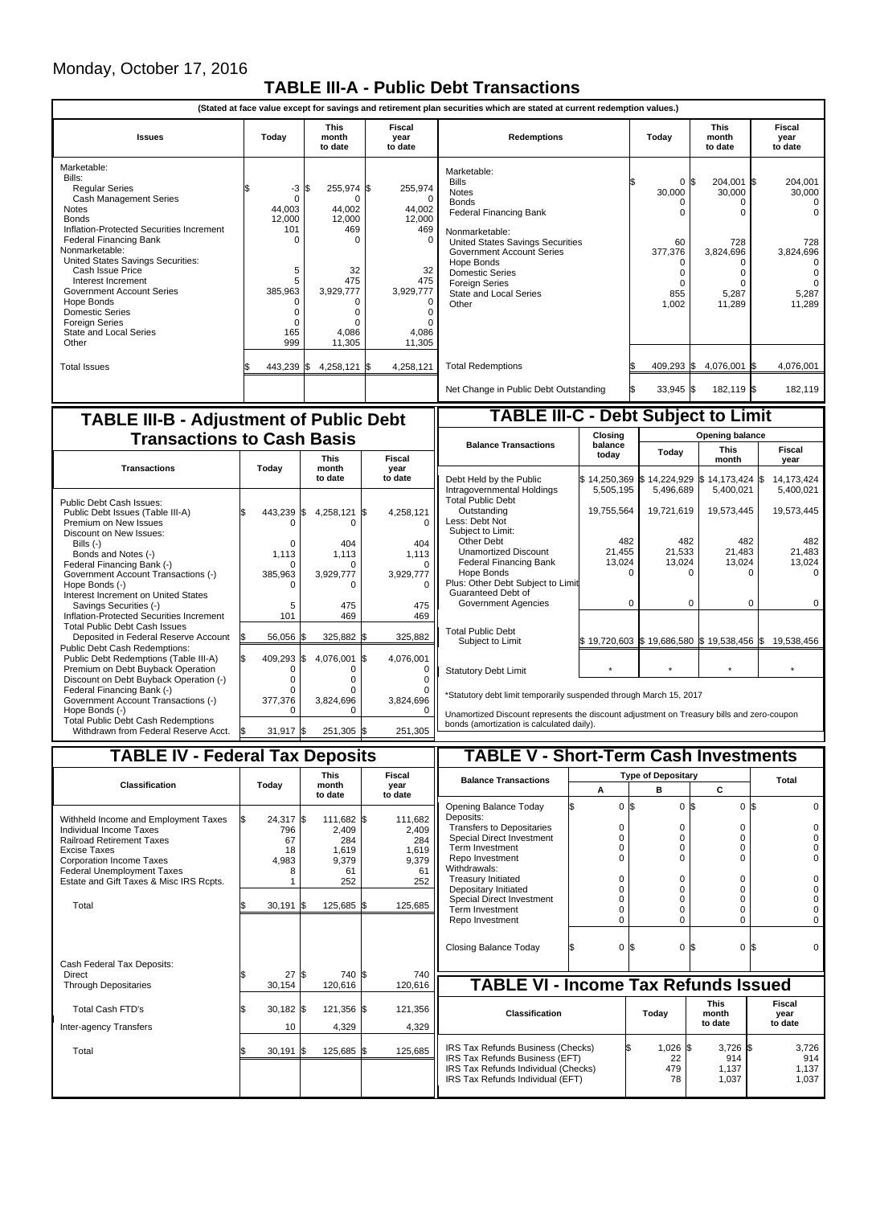Monday, October 17, 2016

# TABLE III-A - Public Debt Transactions

(Stated at face value except for savings and retirement plan securities which are stated at current redemption values.)

| Issues | Today | This month to date | Fiscal year to date |
|---|---|---|---|
| Marketable: | | | |
| Bills: | | | |
| Regular Series | $ -3 | $ 255,974 | $ 255,974 |
| Cash Management Series | 0 | 0 | 0 |
| Notes | 44,003 | 44,002 | 44,002 |
| Bonds | 12,000 | 12,000 | 12,000 |
| Inflation-Protected Securities Increment | 101 | 469 | 469 |
| Federal Financing Bank | 0 | 0 | 0 |
| Nonmarketable: | | | |
| United States Savings Securities: | | | |
| Cash Issue Price | 5 | 32 | 32 |
| Interest Increment | 5 | 475 | 475 |
| Government Account Series | 385,963 | 3,929,777 | 3,929,777 |
| Hope Bonds | 0 | 0 | 0 |
| Domestic Series | 0 | 0 | 0 |
| Foreign Series | 0 | 0 | 0 |
| State and Local Series | 165 | 4,086 | 4,086 |
| Other | 999 | 11,305 | 11,305 |
| Total Issues | $ 443,239 | $ 4,258,121 | $ 4,258,121 |

| Redemptions | Today | This month to date | Fiscal year to date |
|---|---|---|---|
| Marketable: | | | |
| Bills | $ 0 | $ 204,001 | $ 204,001 |
| Notes | 30,000 | 30,000 | 30,000 |
| Bonds | 0 | 0 | 0 |
| Federal Financing Bank | 0 | 0 | 0 |
| Nonmarketable: | | | |
| United States Savings Securities | 60 | 728 | 728 |
| Government Account Series | 377,376 | 3,824,696 | 3,824,696 |
| Hope Bonds | 0 | 0 | 0 |
| Domestic Series | 0 | 0 | 0 |
| Foreign Series | 0 | 0 | 0 |
| State and Local Series | 855 | 5,287 | 5,287 |
| Other | 1,002 | 11,289 | 11,289 |
| Total Redemptions | $ 409,293 | $ 4,076,001 | $ 4,076,001 |
| Net Change in Public Debt Outstanding | $ 33,945 | $ 182,119 | $ 182,119 |

# TABLE III-B - Adjustment of Public Debt Transactions to Cash Basis

| Transactions | Today | This month to date | Fiscal year to date |
|---|---|---|---|
| Public Debt Cash Issues: | | | |
| Public Debt Issues (Table III-A) | $ 443,239 | $ 4,258,121 | $ 4,258,121 |
| Premium on New Issues | 0 | 0 | 0 |
| Discount on New Issues: | | | |
| Bills (-) | 0 | 404 | 404 |
| Bonds and Notes (-) | 1,113 | 1,113 | 1,113 |
| Federal Financing Bank (-) | 0 | 0 | 0 |
| Government Account Transactions (-) | 385,963 | 3,929,777 | 3,929,777 |
| Hope Bonds (-) | 0 | 0 | 0 |
| Interest Increment on United States Savings Securities (-) | 5 | 475 | 475 |
| Inflation-Protected Securities Increment | 101 | 469 | 469 |
| Total Public Debt Cash Issues Deposited in Federal Reserve Account | $ 56,056 | $ 325,882 | $ 325,882 |
| Public Debt Cash Redemptions: | | | |
| Public Debt Redemptions (Table III-A) | $ 409,293 | $ 4,076,001 | $ 4,076,001 |
| Premium on Debt Buyback Operation | 0 | 0 | 0 |
| Discount on Debt Buyback Operation (-) | 0 | 0 | 0 |
| Federal Financing Bank (-) | 0 | 0 | 0 |
| Government Account Transactions (-) | 377,376 | 3,824,696 | 3,824,696 |
| Hope Bonds (-) | 0 | 0 | 0 |
| Total Public Debt Cash Redemptions Withdrawn from Federal Reserve Acct. | $ 31,917 | $ 251,305 | $ 251,305 |

# TABLE III-C - Debt Subject to Limit

| Balance Transactions | Closing balance today | Opening balance Today | Opening balance This month | Opening balance Fiscal year |
|---|---|---|---|---|
| Debt Held by the Public | $ 14,250,369 | $ 14,224,929 | $ 14,173,424 | $ 14,173,424 |
| Intragovernmental Holdings | 5,505,195 | 5,496,689 | 5,400,021 | 5,400,021 |
| Total Public Debt Outstanding | 19,755,564 | 19,721,619 | 19,573,445 | 19,573,445 |
| Less: Debt Not Subject to Limit: | | | | |
| Other Debt | 482 | 482 | 482 | 482 |
| Unamortized Discount | 21,455 | 21,533 | 21,483 | 21,483 |
| Federal Financing Bank | 13,024 | 13,024 | 13,024 | 13,024 |
| Hope Bonds | 0 | 0 | 0 | 0 |
| Plus: Other Debt Subject to Limit | | | | |
| Guaranteed Debt of Government Agencies | 0 | 0 | 0 | 0 |
| Total Public Debt Subject to Limit | $ 19,720,603 | $ 19,686,580 | $ 19,538,456 | $ 19,538,456 |
| Statutory Debt Limit | * | * | * | * |

*Statutory debt limit temporarily suspended through March 15, 2017

Unamortized Discount represents the discount adjustment on Treasury bills and zero-coupon bonds (amortization is calculated daily).

# TABLE IV - Federal Tax Deposits

| Classification | Today | This month to date | Fiscal year to date |
|---|---|---|---|
| Withheld Income and Employment Taxes | $ 24,317 | $ 111,682 | $ 111,682 |
| Individual Income Taxes | 796 | 2,409 | 2,409 |
| Railroad Retirement Taxes | 67 | 284 | 284 |
| Excise Taxes | 18 | 1,619 | 1,619 |
| Corporation Income Taxes | 4,983 | 9,379 | 9,379 |
| Federal Unemployment Taxes | 8 | 61 | 61 |
| Estate and Gift Taxes & Misc IRS Rcpts. | 1 | 252 | 252 |
| Total | $ 30,191 | $ 125,685 | $ 125,685 |
| Cash Federal Tax Deposits: | | | |
| Direct | $ 27 | $ 740 | $ 740 |
| Through Depositaries | 30,154 | 120,616 | 120,616 |
| Total Cash FTD's | $ 30,182 | $ 121,356 | $ 121,356 |
| Inter-agency Transfers | 10 | 4,329 | 4,329 |
| Total | $ 30,191 | $ 125,685 | $ 125,685 |

# TABLE V - Short-Term Cash Investments

| Balance Transactions | Type of Depositary A | Type of Depositary B | Type of Depositary C | Total |
|---|---|---|---|---|
| Opening Balance Today | $ 0 | $ 0 | $ 0 | $ 0 |
| Deposits: | | | | |
| Transfers to Depositaries | 0 | 0 | 0 | 0 |
| Special Direct Investment | 0 | 0 | 0 | 0 |
| Term Investment | 0 | 0 | 0 | 0 |
| Repo Investment | 0 | 0 | 0 | 0 |
| Withdrawals: | | | | |
| Treasury Initiated | 0 | 0 | 0 | 0 |
| Depositary Initiated | 0 | 0 | 0 | 0 |
| Special Direct Investment | 0 | 0 | 0 | 0 |
| Term Investment | 0 | 0 | 0 | 0 |
| Repo Investment | 0 | 0 | 0 | 0 |
| Closing Balance Today | $ 0 | $ 0 | $ 0 | $ 0 |

# TABLE VI - Income Tax Refunds Issued

| Classification | Today | This month to date | Fiscal year to date |
|---|---|---|---|
| IRS Tax Refunds Business (Checks) | $ 1,026 | $ 3,726 | $ 3,726 |
| IRS Tax Refunds Business (EFT) | 22 | 914 | 914 |
| IRS Tax Refunds Individual (Checks) | 479 | 1,137 | 1,137 |
| IRS Tax Refunds Individual (EFT) | 78 | 1,037 | 1,037 |